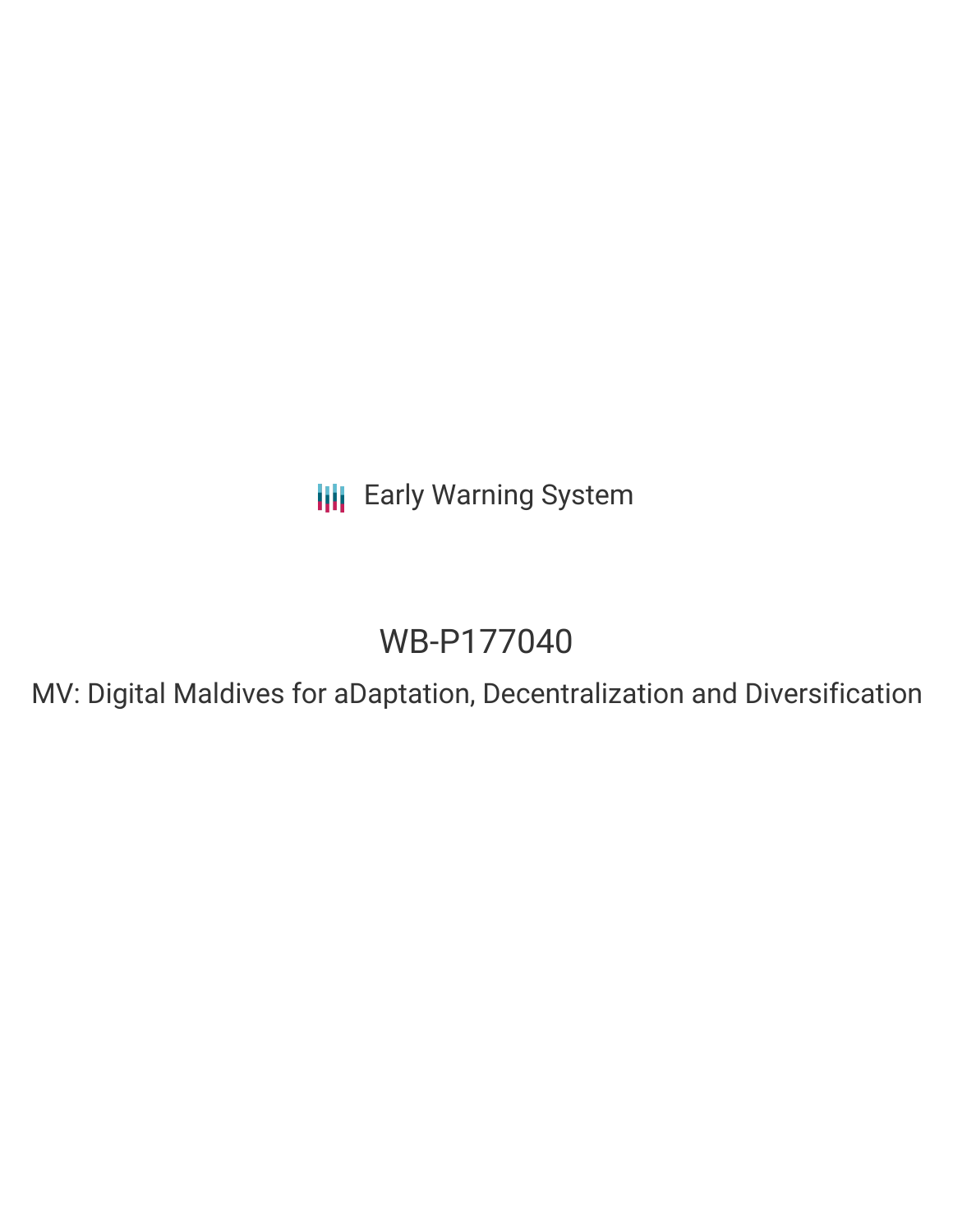Early Warning System

# WB-P177040

## MV: Digital Maldives for aDaptation, Decentralization and Diversification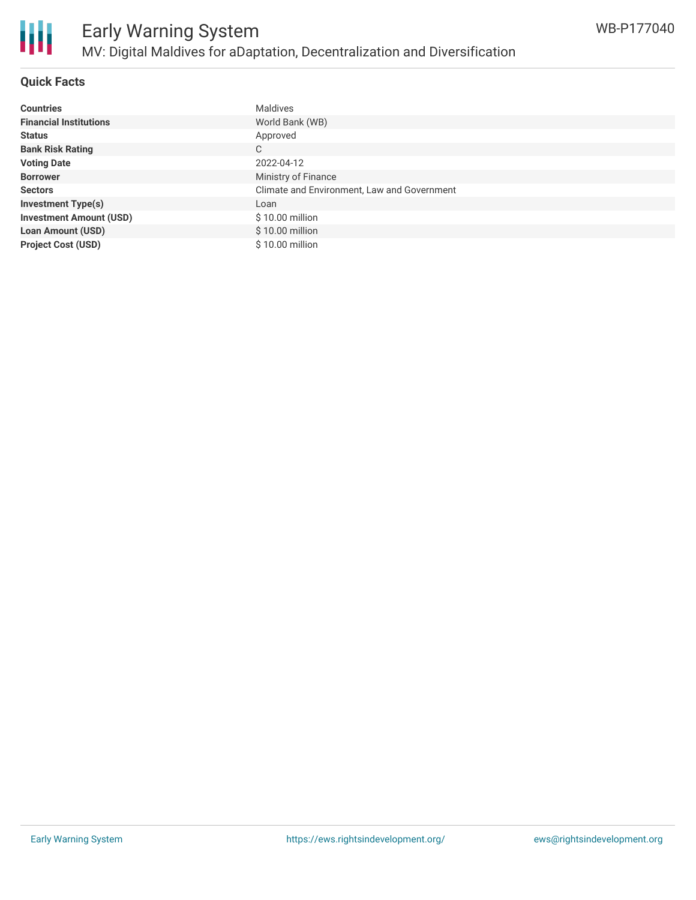## Quick Facts

| | |
|---|---|
| **Countries** | Maldives |
| **Financial Institutions** | World Bank (WB) |
| **Status** | Approved |
| **Bank Risk Rating** | C |
| **Voting Date** | 2022-04-12 |
| **Borrower** | Ministry of Finance |
| **Sectors** | Climate and Environment, Law and Government |
| **Investment Type(s)** | Loan |
| **Investment Amount (USD)** | $ 10.00 million |
| **Loan Amount (USD)** | $ 10.00 million |
| **Project Cost (USD)** | $ 10.00 million |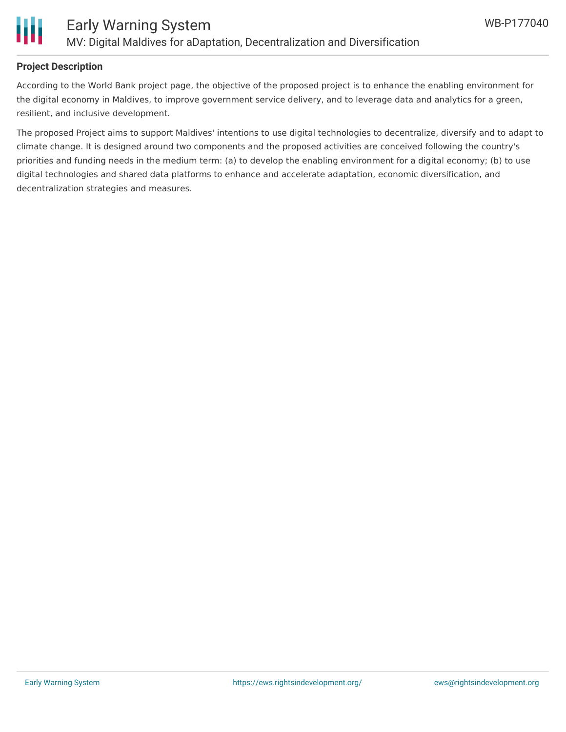## Project Description

According to the World Bank project page, the objective of the proposed project is to enhance the enabling environment for the digital economy in Maldives, to improve government service delivery, and to leverage data and analytics for a green, resilient, and inclusive development.

The proposed Project aims to support Maldives' intentions to use digital technologies to decentralize, diversify and to adapt to climate change. It is designed around two components and the proposed activities are conceived following the country's priorities and funding needs in the medium term: (a) to develop the enabling environment for a digital economy; (b) to use digital technologies and shared data platforms to enhance and accelerate adaptation, economic diversification, and decentralization strategies and measures.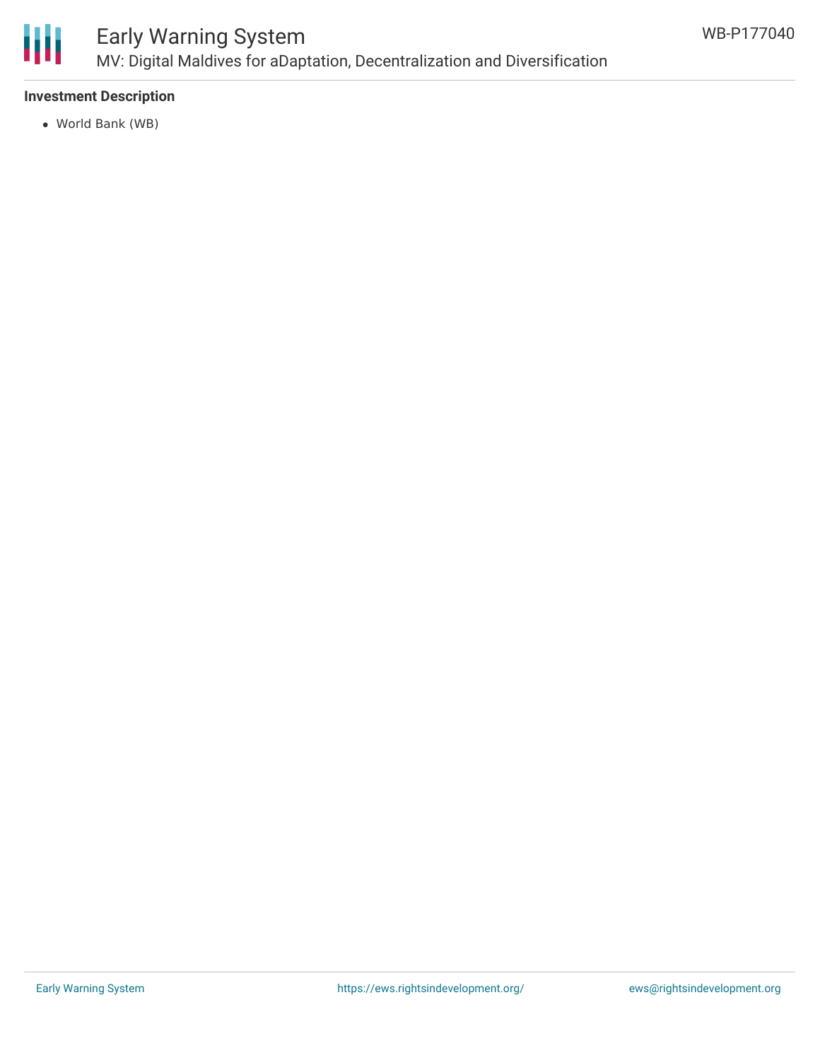### Investment Description

- World Bank (WB)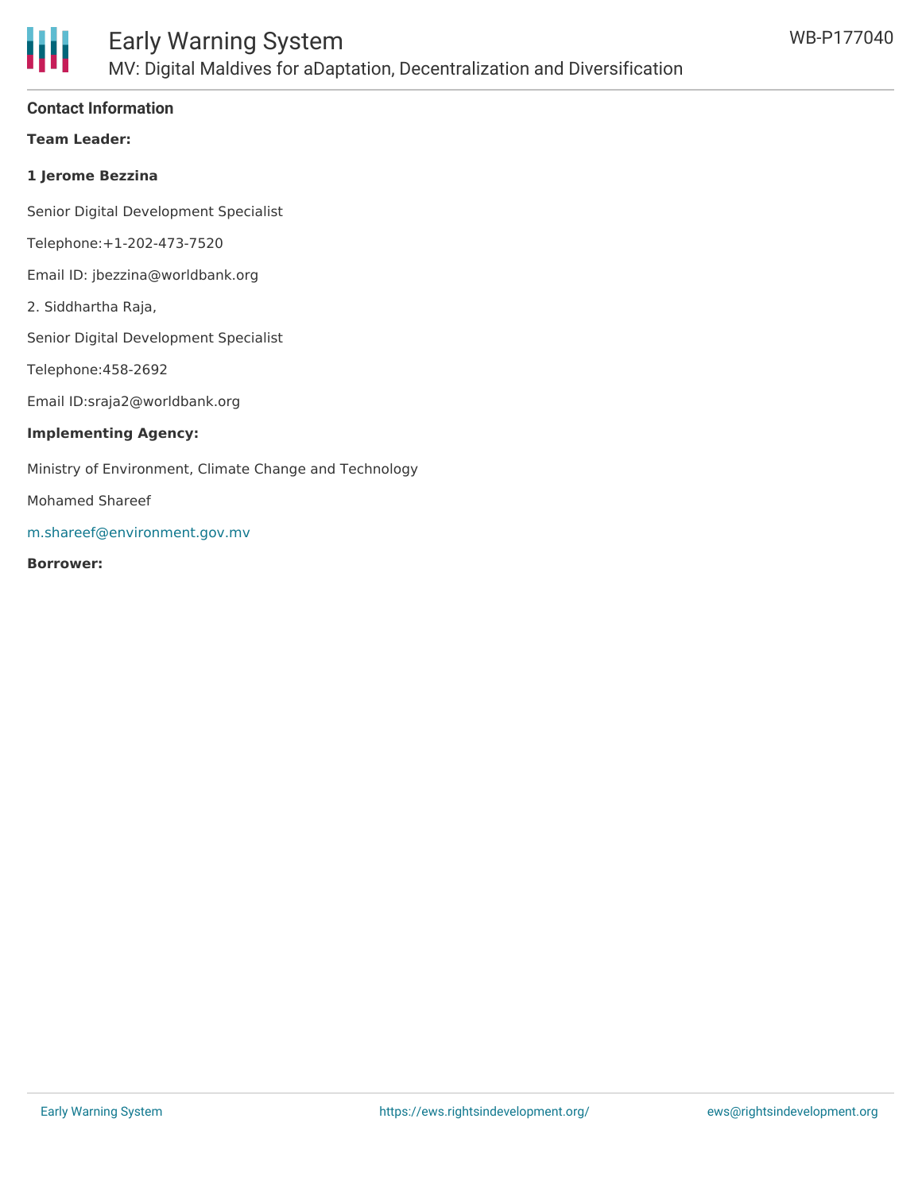## Contact Information

**Team Leader:**

**1 Jerome Bezzina**

Senior Digital Development Specialist

Telephone:+1-202-473-7520

Email ID: jbezzina@worldbank.org

2. Siddhartha Raja,

Senior Digital Development Specialist

Telephone:458-2692

Email ID:sraja2@worldbank.org

**Implementing Agency:**

Ministry of Environment, Climate Change and Technology

Mohamed Shareef

m.shareef@environment.gov.mv

**Borrower:**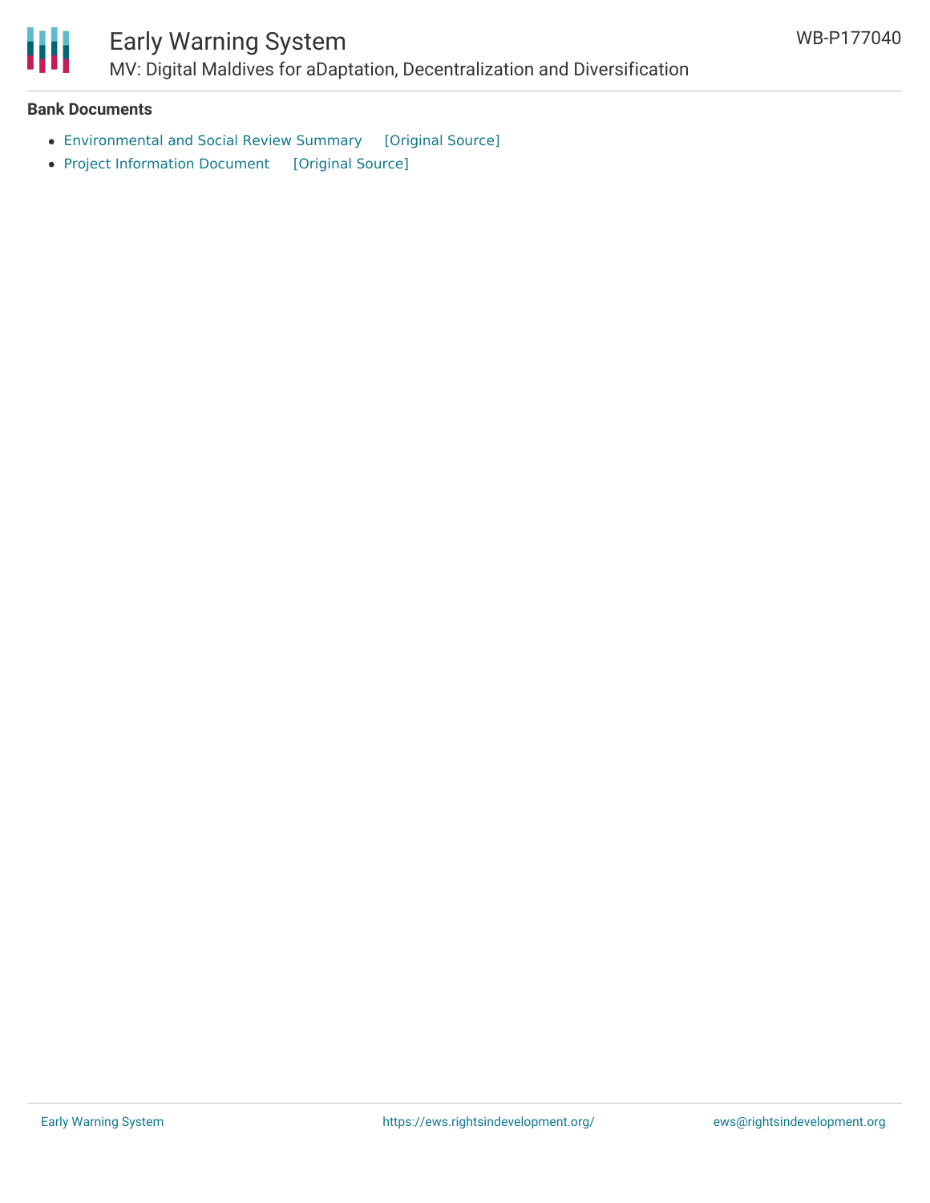**Bank Documents**

- Environmental and Social Review Summary [Original Source]
- Project Information Document [Original Source]